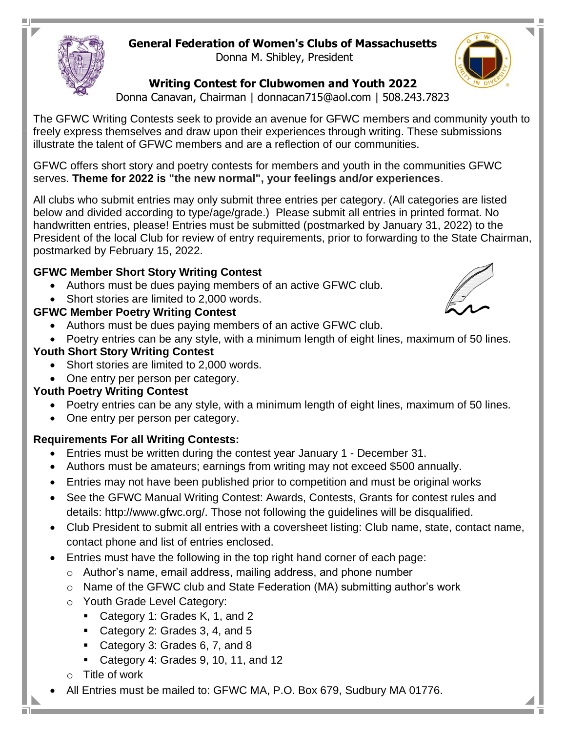# General Federation of Women's Clubs of Massachusetts

Donna M. Shibley, President

## Writing Contest for Clubwomen and Youth 2022

Donna Canavan, Chairman | donnacan715@aol.com | 508.243.7823

The GFWC Writing Contests seek to provide an avenue for GFWC members and community youth to freely express themselves and draw upon their experiences through writing. These submissions illustrate the talent of GFWC members and are a reflection of our communities.

GFWC offers short story and poetry contests for members and youth in the communities GFWC serves. **Theme for 2022 is "the new normal", your feelings and/or experiences**.

All clubs who submit entries may only submit three entries per category. (All categories are listed below and divided according to type/age/grade.) Please submit all entries in printed format. No handwritten entries, please! Entries must be submitted (postmarked by January 31, 2022) to the President of the local Club for review of entry requirements, prior to forwarding to the State Chairman, postmarked by February 15, 2022.

**GFWC Member Short Story Writing Contest**

- Authors must be dues paying members of an active GFWC club.
- Short stories are limited to 2,000 words.

**GFWC Member Poetry Writing Contest**

- Authors must be dues paying members of an active GFWC club.
- Poetry entries can be any style, with a minimum length of eight lines, maximum of 50 lines.

**Youth Short Story Writing Contest**

- Short stories are limited to 2,000 words.
- One entry per person per category.

**Youth Poetry Writing Contest**

- Poetry entries can be any style, with a minimum length of eight lines, maximum of 50 lines.
- One entry per person per category.

**Requirements For all Writing Contests:**

- Entries must be written during the contest year January 1 - December 31.
- Authors must be amateurs; earnings from writing may not exceed $500 annually.
- Entries may not have been published prior to competition and must be original works
- See the GFWC Manual Writing Contest: Awards, Contests, Grants for contest rules and details: http://www.gfwc.org/. Those not following the guidelines will be disqualified.
- Club President to submit all entries with a coversheet listing: Club name, state, contact name, contact phone and list of entries enclosed.
- Entries must have the following in the top right hand corner of each page:
  - Author's name, email address, mailing address, and phone number
  - Name of the GFWC club and State Federation (MA) submitting author's work
  - Youth Grade Level Category:
    - Category 1: Grades K, 1, and 2
    - Category 2: Grades 3, 4, and 5
    - Category 3: Grades 6, 7, and 8
    - Category 4: Grades 9, 10, 11, and 12
  - Title of work
- All Entries must be mailed to: GFWC MA, P.O. Box 679, Sudbury MA 01776.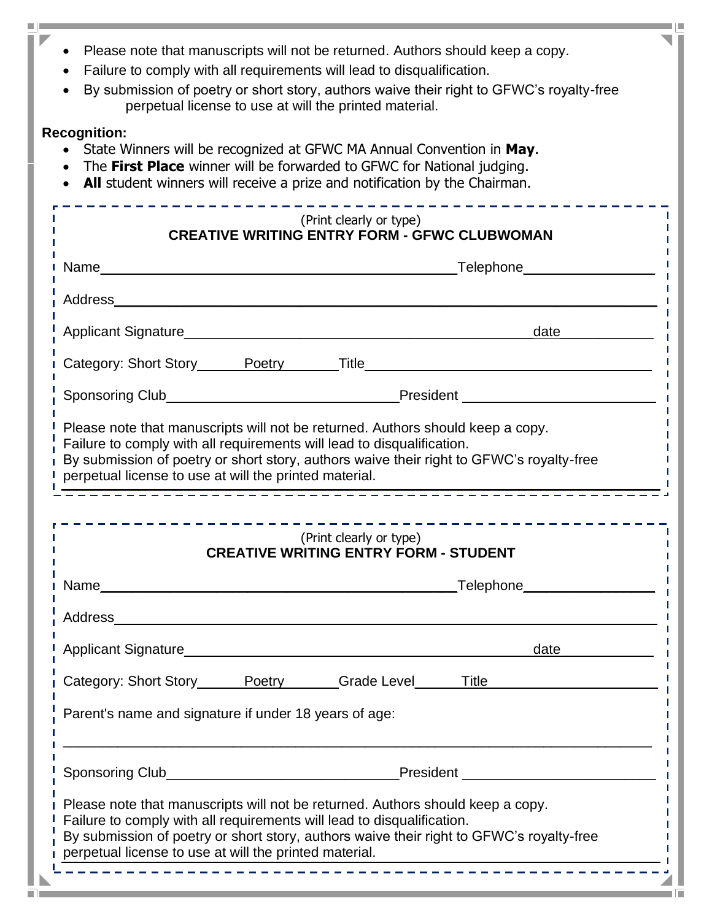- Please note that manuscripts will not be returned. Authors should keep a copy.
- Failure to comply with all requirements will lead to disqualification.
- By submission of poetry or short story, authors waive their right to GFWC's royalty-free perpetual license to use at will the printed material.

**Recognition:**

- State Winners will be recognized at GFWC MA Annual Convention in **May**.
- The **First Place** winner will be forwarded to GFWC for National judging.
- **All** student winners will receive a prize and notification by the Chairman.

(Print clearly or type)

**CREATIVE WRITING ENTRY FORM - GFWC CLUBWOMAN**

Name\_\_\_\_\_\_\_\_\_\_\_\_\_\_\_\_\_\_\_\_\_\_\_\_\_\_\_\_\_\_\_\_\_\_\_\_\_\_\_\_\_\_\_\_Telephone\_\_\_\_\_\_\_\_\_\_\_\_\_\_\_\_

Address\_\_\_\_\_\_\_\_\_\_\_\_\_\_\_\_\_\_\_\_\_\_\_\_\_\_\_\_\_\_\_\_\_\_\_\_\_\_\_\_\_\_\_\_\_\_\_\_\_\_\_\_\_\_\_\_\_\_\_\_\_\_\_\_\_\_\_\_

Applicant Signature\_\_\_\_\_\_\_\_\_\_\_\_\_\_\_\_\_\_\_\_\_\_\_\_\_\_\_\_\_\_\_\_\_\_\_\_\_\_\_\_\_\_\_\_date\_\_\_\_\_\_\_\_\_\_\_

Category: Short Story\_\_\_\_\_\_ Poetry\_\_\_\_\_\_\_ Title\_\_\_\_\_\_\_\_\_\_\_\_\_\_\_\_\_\_\_\_\_\_\_\_\_\_\_\_\_\_\_\_\_\_\_\_\_\_

Sponsoring Club\_\_\_\_\_\_\_\_\_\_\_\_\_\_\_\_\_\_\_\_\_\_\_\_\_\_\_\_\_\_President \_\_\_\_\_\_\_\_\_\_\_\_\_\_\_\_\_\_\_\_\_\_\_\_\_

Please note that manuscripts will not be returned. Authors should keep a copy.
Failure to comply with all requirements will lead to disqualification.
By submission of poetry or short story, authors waive their right to GFWC's royalty-free perpetual license to use at will the printed material.

(Print clearly or type)

**CREATIVE WRITING ENTRY FORM - STUDENT**

Name\_\_\_\_\_\_\_\_\_\_\_\_\_\_\_\_\_\_\_\_\_\_\_\_\_\_\_\_\_\_\_\_\_\_\_\_\_\_\_\_\_\_\_\_Telephone\_\_\_\_\_\_\_\_\_\_\_\_\_\_\_\_

Address\_\_\_\_\_\_\_\_\_\_\_\_\_\_\_\_\_\_\_\_\_\_\_\_\_\_\_\_\_\_\_\_\_\_\_\_\_\_\_\_\_\_\_\_\_\_\_\_\_\_\_\_\_\_\_\_\_\_\_\_\_\_\_\_\_\_\_\_

Applicant Signature\_\_\_\_\_\_\_\_\_\_\_\_\_\_\_\_\_\_\_\_\_\_\_\_\_\_\_\_\_\_\_\_\_\_\_\_\_\_\_\_\_\_\_\_date\_\_\_\_\_\_\_\_\_\_\_

Category: Short Story\_\_\_\_\_\_ Poetry\_\_\_\_\_\_\_ Grade Level\_\_\_\_\_\_ Title\_\_\_\_\_\_\_\_\_\_\_\_\_\_\_\_\_\_\_\_\_\_

Parent's name and signature if under 18 years of age:

\_\_\_\_\_\_\_\_\_\_\_\_\_\_\_\_\_\_\_\_\_\_\_\_\_\_\_\_\_\_\_\_\_\_\_\_\_\_\_\_\_\_\_\_\_\_\_\_\_\_\_\_\_\_\_\_\_\_\_\_\_\_\_\_\_\_\_\_\_\_\_\_\_\_\_\_

Sponsoring Club\_\_\_\_\_\_\_\_\_\_\_\_\_\_\_\_\_\_\_\_\_\_\_\_\_\_\_\_\_\_President \_\_\_\_\_\_\_\_\_\_\_\_\_\_\_\_\_\_\_\_\_\_\_\_\_

Please note that manuscripts will not be returned. Authors should keep a copy.
Failure to comply with all requirements will lead to disqualification.
By submission of poetry or short story, authors waive their right to GFWC's royalty-free perpetual license to use at will the printed material.